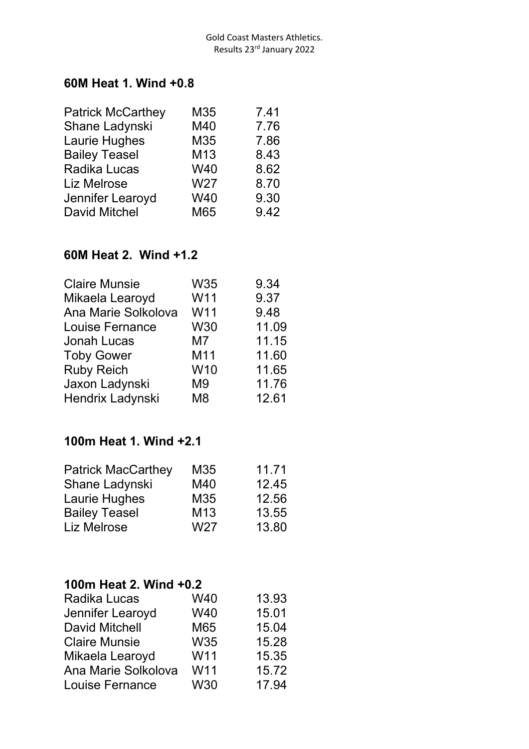Gold Coast Masters Athletics.
Results 23rd January 2022

### 60M Heat 1. Wind +0.8

| | | |
|---|---|---|
| Patrick McCarthey | M35 | 7.41 |
| Shane Ladynski | M40 | 7.76 |
| Laurie Hughes | M35 | 7.86 |
| Bailey Teasel | M13 | 8.43 |
| Radika Lucas | W40 | 8.62 |
| Liz Melrose | W27 | 8.70 |
| Jennifer Learoyd | W40 | 9.30 |
| David Mitchel | M65 | 9.42 |

### 60M Heat 2. Wind +1.2

| | | |
|---|---|---|
| Claire Munsie | W35 | 9.34 |
| Mikaela Learoyd | W11 | 9.37 |
| Ana Marie Solkolova | W11 | 9.48 |
| Louise Fernance | W30 | 11.09 |
| Jonah Lucas | M7 | 11.15 |
| Toby Gower | M11 | 11.60 |
| Ruby Reich | W10 | 11.65 |
| Jaxon Ladynski | M9 | 11.76 |
| Hendrix Ladynski | M8 | 12.61 |

### 100m Heat 1. Wind +2.1

| | | |
|---|---|---|
| Patrick MacCarthey | M35 | 11.71 |
| Shane Ladynski | M40 | 12.45 |
| Laurie Hughes | M35 | 12.56 |
| Bailey Teasel | M13 | 13.55 |
| Liz Melrose | W27 | 13.80 |

### 100m Heat 2. Wind +0.2

| | | |
|---|---|---|
| Radika Lucas | W40 | 13.93 |
| Jennifer Learoyd | W40 | 15.01 |
| David Mitchell | M65 | 15.04 |
| Claire Munsie | W35 | 15.28 |
| Mikaela Learoyd | W11 | 15.35 |
| Ana Marie Solkolova | W11 | 15.72 |
| Louise Fernance | W30 | 17.94 |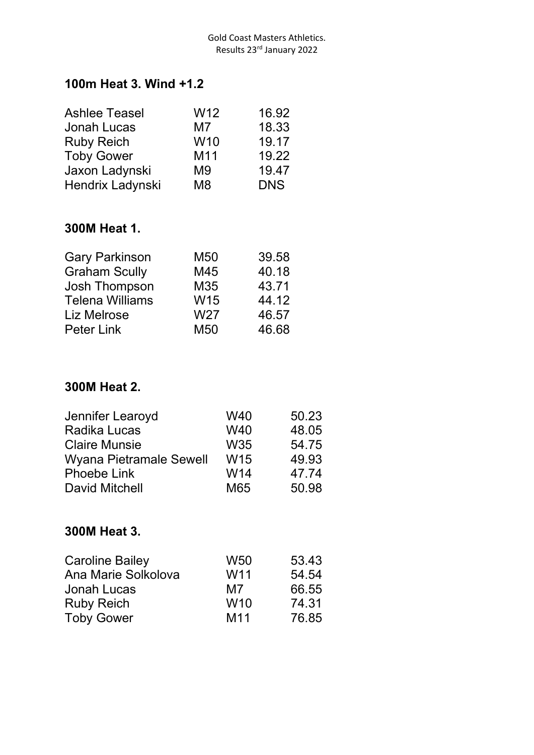Gold Coast Masters Athletics.
Results 23rd January 2022

## 100m Heat 3. Wind +1.2

| | | |
|---|---|---|
| Ashlee Teasel | W12 | 16.92 |
| Jonah Lucas | M7 | 18.33 |
| Ruby Reich | W10 | 19.17 |
| Toby Gower | M11 | 19.22 |
| Jaxon Ladynski | M9 | 19.47 |
| Hendrix Ladynski | M8 | DNS |

## 300M Heat 1.

| | | |
|---|---|---|
| Gary Parkinson | M50 | 39.58 |
| Graham Scully | M45 | 40.18 |
| Josh Thompson | M35 | 43.71 |
| Telena Williams | W15 | 44.12 |
| Liz Melrose | W27 | 46.57 |
| Peter Link | M50 | 46.68 |

## 300M Heat 2.

| | | |
|---|---|---|
| Jennifer Learoyd | W40 | 50.23 |
| Radika Lucas | W40 | 48.05 |
| Claire Munsie | W35 | 54.75 |
| Wyana Pietramale Sewell | W15 | 49.93 |
| Phoebe Link | W14 | 47.74 |
| David Mitchell | M65 | 50.98 |

## 300M Heat 3.

| | | |
|---|---|---|
| Caroline Bailey | W50 | 53.43 |
| Ana Marie Solkolova | W11 | 54.54 |
| Jonah Lucas | M7 | 66.55 |
| Ruby Reich | W10 | 74.31 |
| Toby Gower | M11 | 76.85 |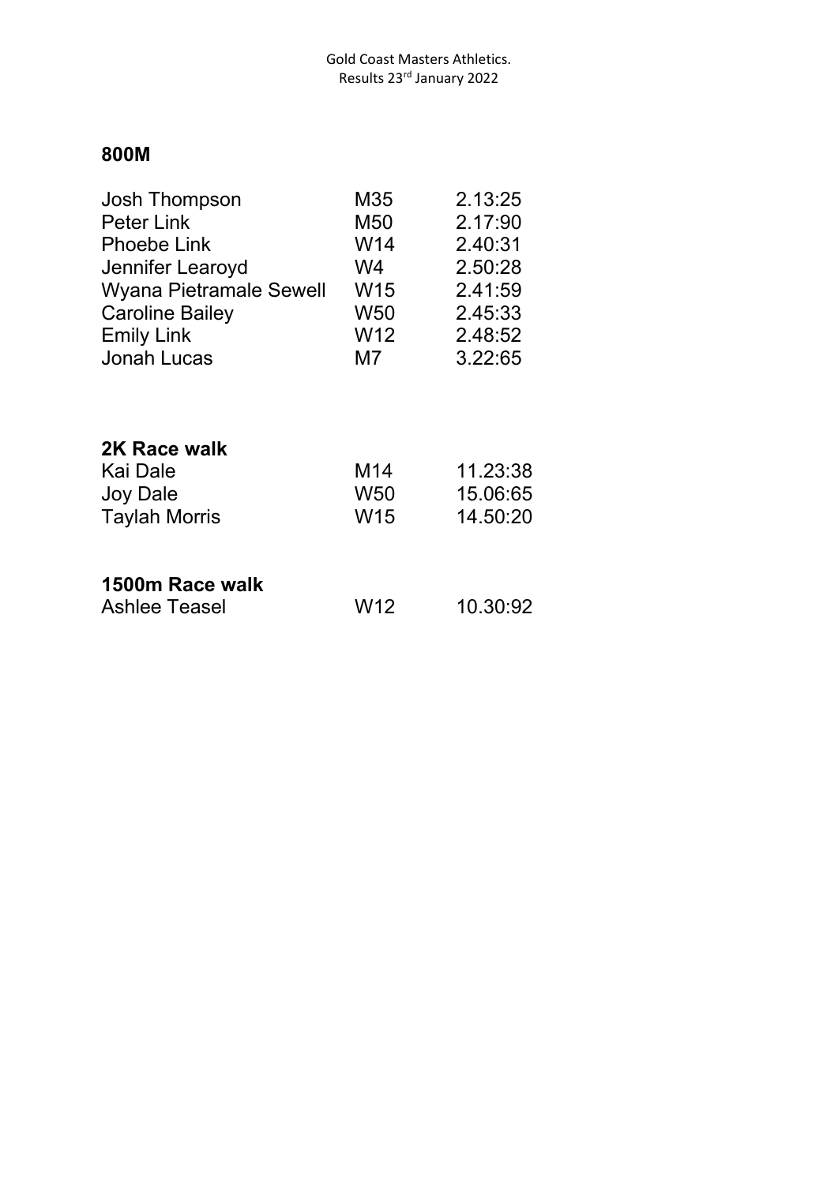Gold Coast Masters Athletics.
Results 23rd January 2022

## 800M

| | | |
|---|---|---|
| Josh Thompson | M35 | 2.13:25 |
| Peter Link | M50 | 2.17:90 |
| Phoebe Link | W14 | 2.40:31 |
| Jennifer Learoyd | W4 | 2.50:28 |
| Wyana Pietramale Sewell | W15 | 2.41:59 |
| Caroline Bailey | W50 | 2.45:33 |
| Emily Link | W12 | 2.48:52 |
| Jonah Lucas | M7 | 3.22:65 |

## 2K Race walk

| | | |
|---|---|---|
| Kai Dale | M14 | 11.23:38 |
| Joy Dale | W50 | 15.06:65 |
| Taylah Morris | W15 | 14.50:20 |

## 1500m Race walk

| | | |
|---|---|---|
| Ashlee Teasel | W12 | 10.30:92 |